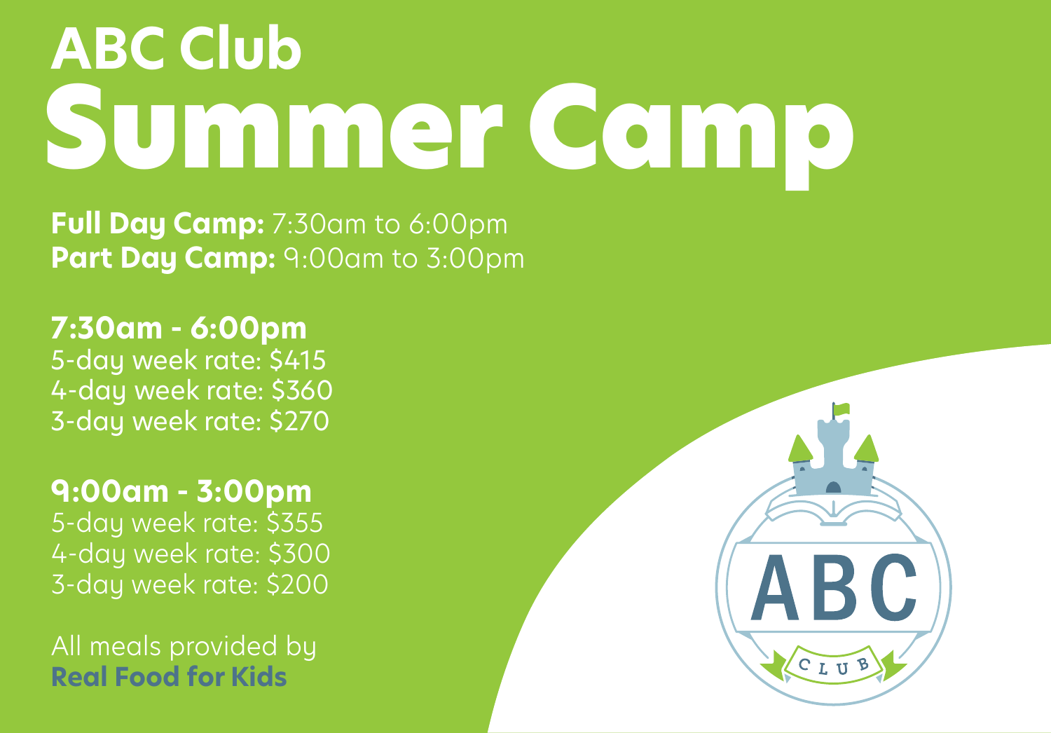# ABC Club
# Summer Camp

**Full Day Camp:** 7:30am to 6:00pm
**Part Day Camp:** 9:00am to 3:00pm

**7:30am - 6:00pm**
5-day week rate: $415
4-day week rate: $360
3-day week rate: $270

**9:00am - 3:00pm**
5-day week rate: $355
4-day week rate: $300
3-day week rate: $200

All meals provided by
**Real Food for Kids**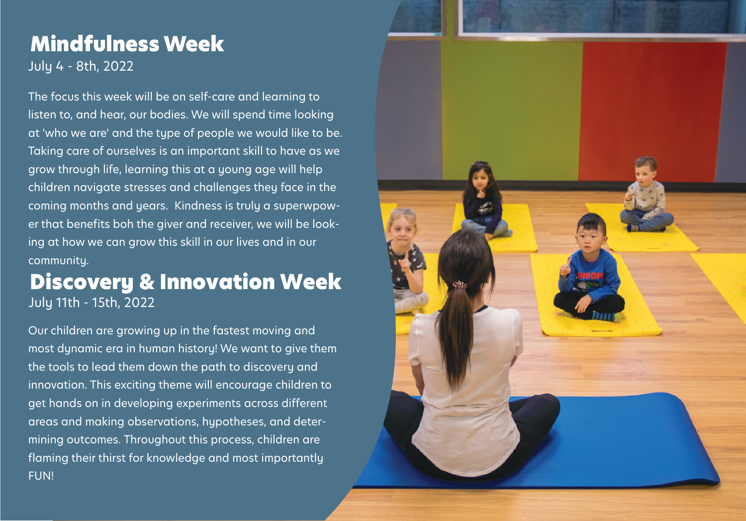# Mindfulness Week

July 4 - 8th, 2022

The focus this week will be on self-care and learning to listen to, and hear, our bodies. We will spend time looking at 'who we are' and the type of people we would like to be. Taking care of ourselves is an important skill to have as we grow through life, learning this at a young age will help children navigate stresses and challenges they face in the coming months and years. Kindness is truly a superwpower that benefits boh the giver and receiver, we will be looking at how we can grow this skill in our lives and in our community.

# Discovery & Innovation Week

July 11th - 15th, 2022

Our children are growing up in the fastest moving and most dynamic era in human history! We want to give them the tools to lead them down the path to discovery and innovation. This exciting theme will encourage children to get hands on in developing experiments across different areas and making observations, hypotheses, and determining outcomes. Throughout this process, children are flaming their thirst for knowledge and most importantly FUN!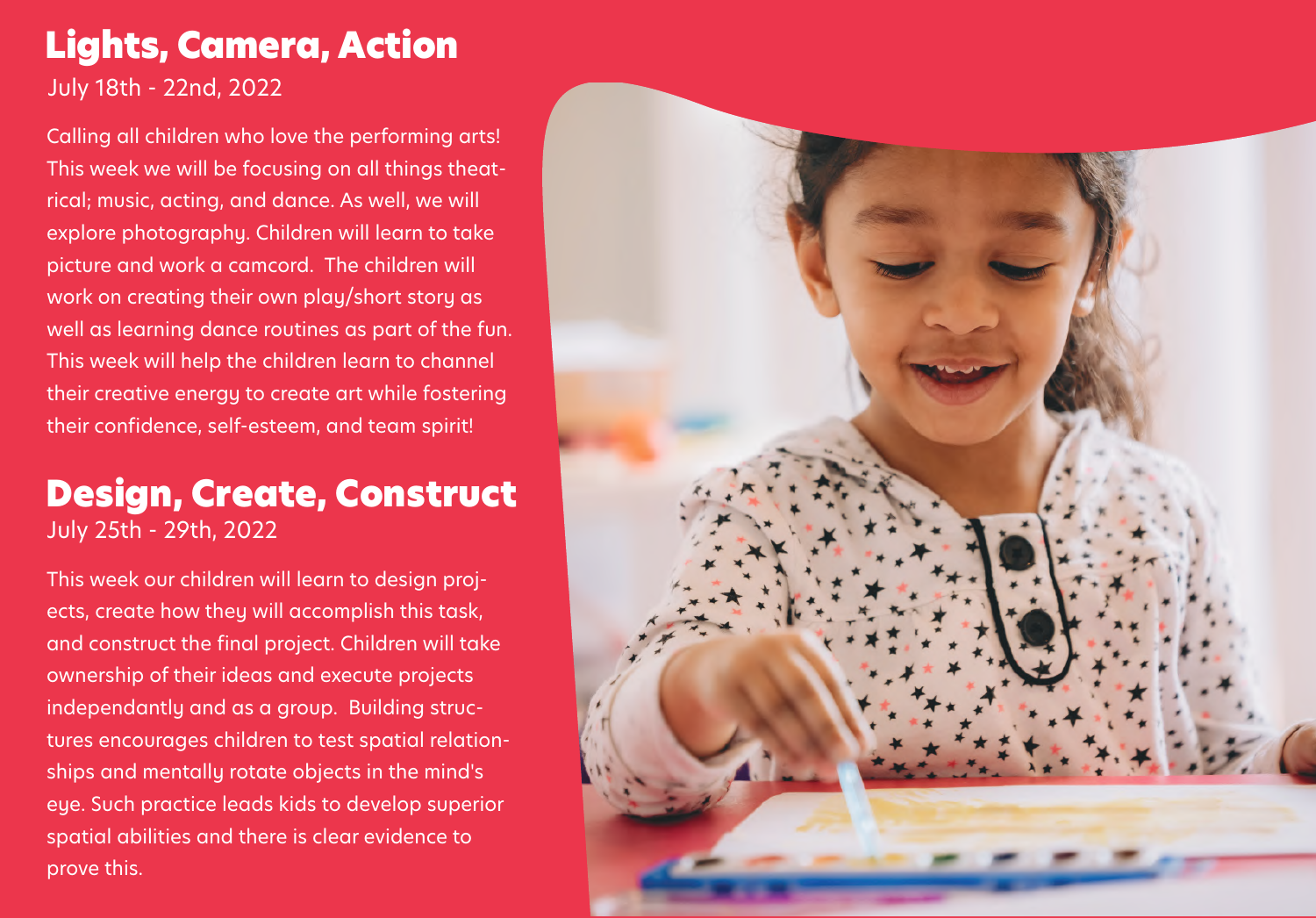## Lights, Camera, Action

July 18th - 22nd, 2022

Calling all children who love the performing arts! This week we will be focusing on all things theatrical; music, acting, and dance. As well, we will explore photography. Children will learn to take picture and work a camcord. The children will work on creating their own play/short story as well as learning dance routines as part of the fun. This week will help the children learn to channel their creative energy to create art while fostering their confidence, self-esteem, and team spirit!

## Design, Create, Construct

July 25th - 29th, 2022

This week our children will learn to design projects, create how they will accomplish this task, and construct the final project. Children will take ownership of their ideas and execute projects independantly and as a group. Building structures encourages children to test spatial relationships and mentally rotate objects in the mind's eye. Such practice leads kids to develop superior spatial abilities and there is clear evidence to prove this.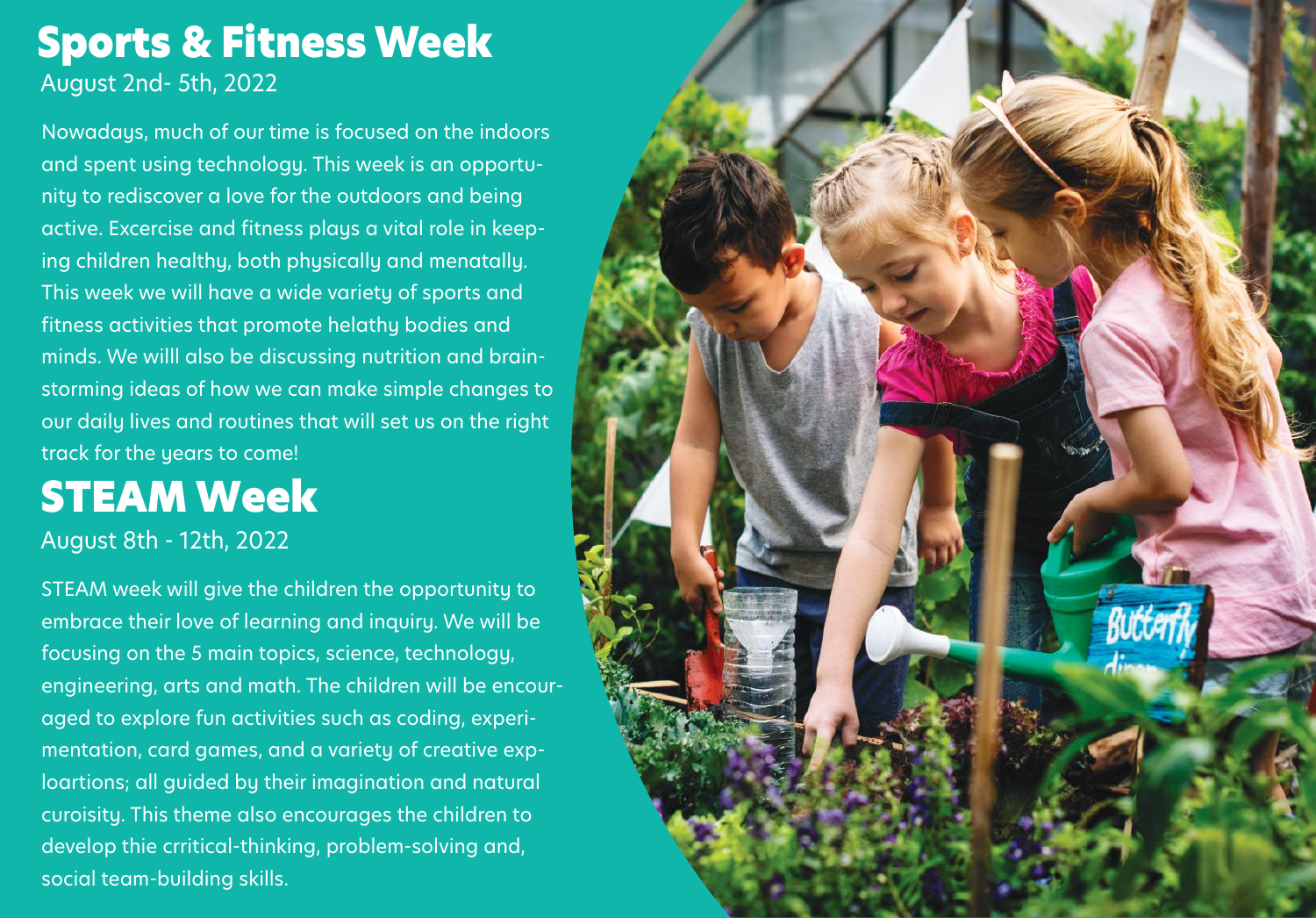# Sports & Fitness Week

August 2nd- 5th, 2022

Nowadays, much of our time is focused on the indoors and spent using technology. This week is an opportunity to rediscover a love for the outdoors and being active. Excercise and fitness plays a vital role in keeping children healthy, both physically and menatally. This week we will have a wide variety of sports and fitness activities that promote helathy bodies and minds. We willl also be discussing nutrition and brainstorming ideas of how we can make simple changes to our daily lives and routines that will set us on the right track for the years to come!

# STEAM Week

August 8th - 12th, 2022

STEAM week will give the children the opportunity to embrace their love of learning and inquiry. We will be focusing on the 5 main topics, science, technology, engineering, arts and math. The children will be encouraged to explore fun activities such as coding, experimentation, card games, and a variety of creative exploartions; all guided by their imagination and natural curoisity. This theme also encourages the children to develop thie crritical-thinking, problem-solving and, social team-building skills.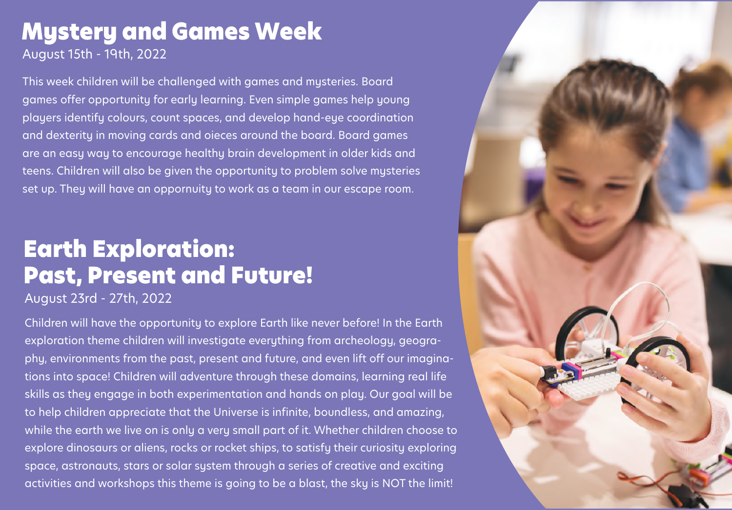# Mystery and Games Week

August 15th - 19th, 2022

This week children will be challenged with games and mysteries. Board games offer opportunity for early learning. Even simple games help young players identify colours, count spaces, and develop hand-eye coordination and dexterity in moving cards and oieces around the board. Board games are an easy way to encourage healthy brain development in older kids and teens. Children will also be given the opportunity to problem solve mysteries set up. They will have an opprnuity to work as a team in our escape room.

# Earth Exploration: Past, Present and Future!

August 23rd - 27th, 2022

Children will have the opportunity to explore Earth like never before! In the Earth exploration theme children will investigate everything from archeology, geography, environments from the past, present and future, and even lift off our imaginations into space! Children will adventure through these domains, learning real life skills as they engage in both experimentation and hands on play. Our goal will be to help children appreciate that the Universe is infinite, boundless, and amazing, while the earth we live on is only a very small part of it. Whether children choose to explore dinosaurs or aliens, rocks or rocket ships, to satisfy their curiosity exploring space, astronauts, stars or solar system through a series of creative and exciting activities and workshops this theme is going to be a blast, the sky is NOT the limit!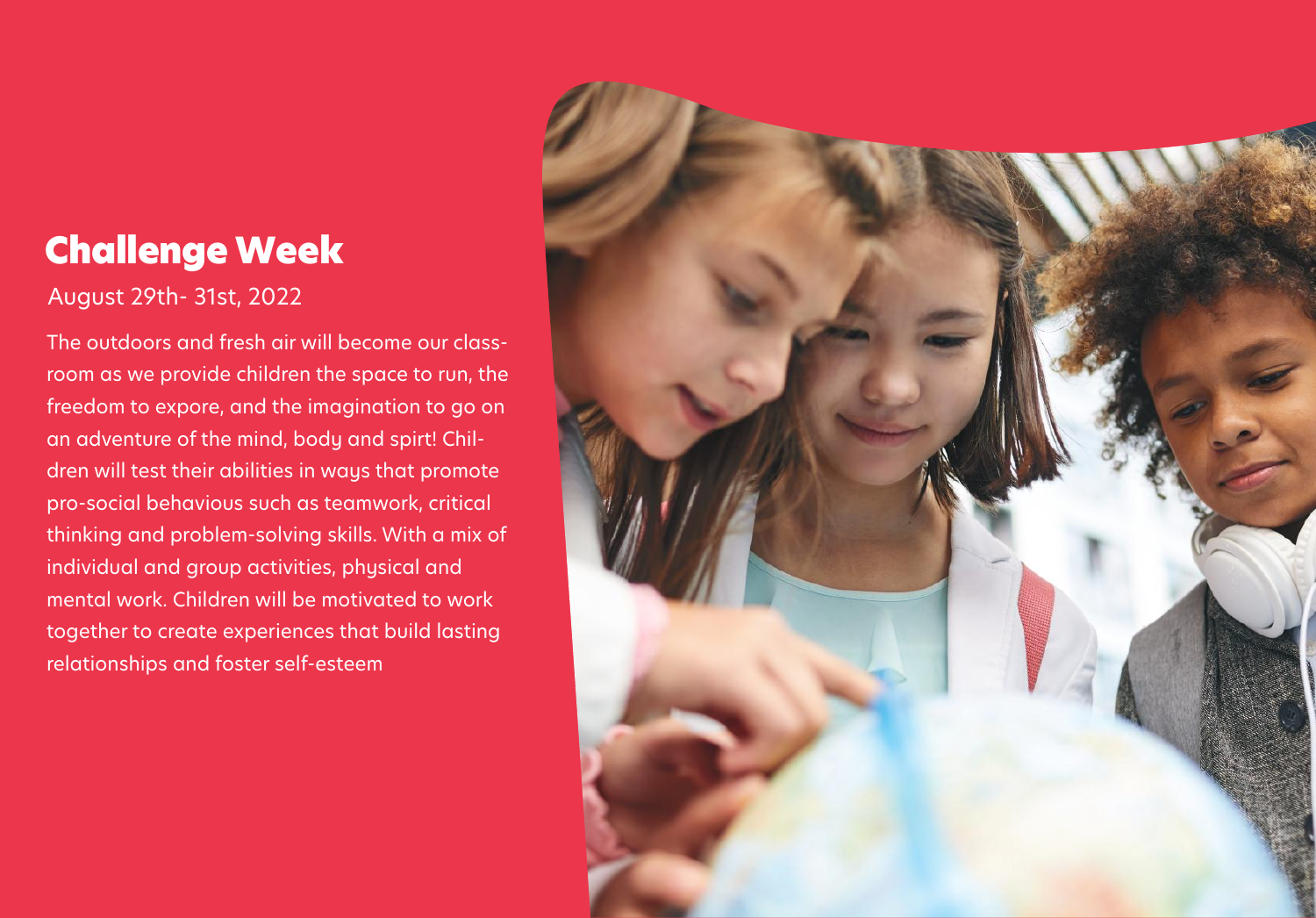## Challenge Week

August 29th- 31st, 2022

The outdoors and fresh air will become our classroom as we provide children the space to run, the freedom to expore, and the imagination to go on an adventure of the mind, body and spirt! Children will test their abilities in ways that promote pro-social behavious such as teamwork, critical thinking and problem-solving skills. With a mix of individual and group activities, physical and mental work. Children will be motivated to work together to create experiences that build lasting relationships and foster self-esteem